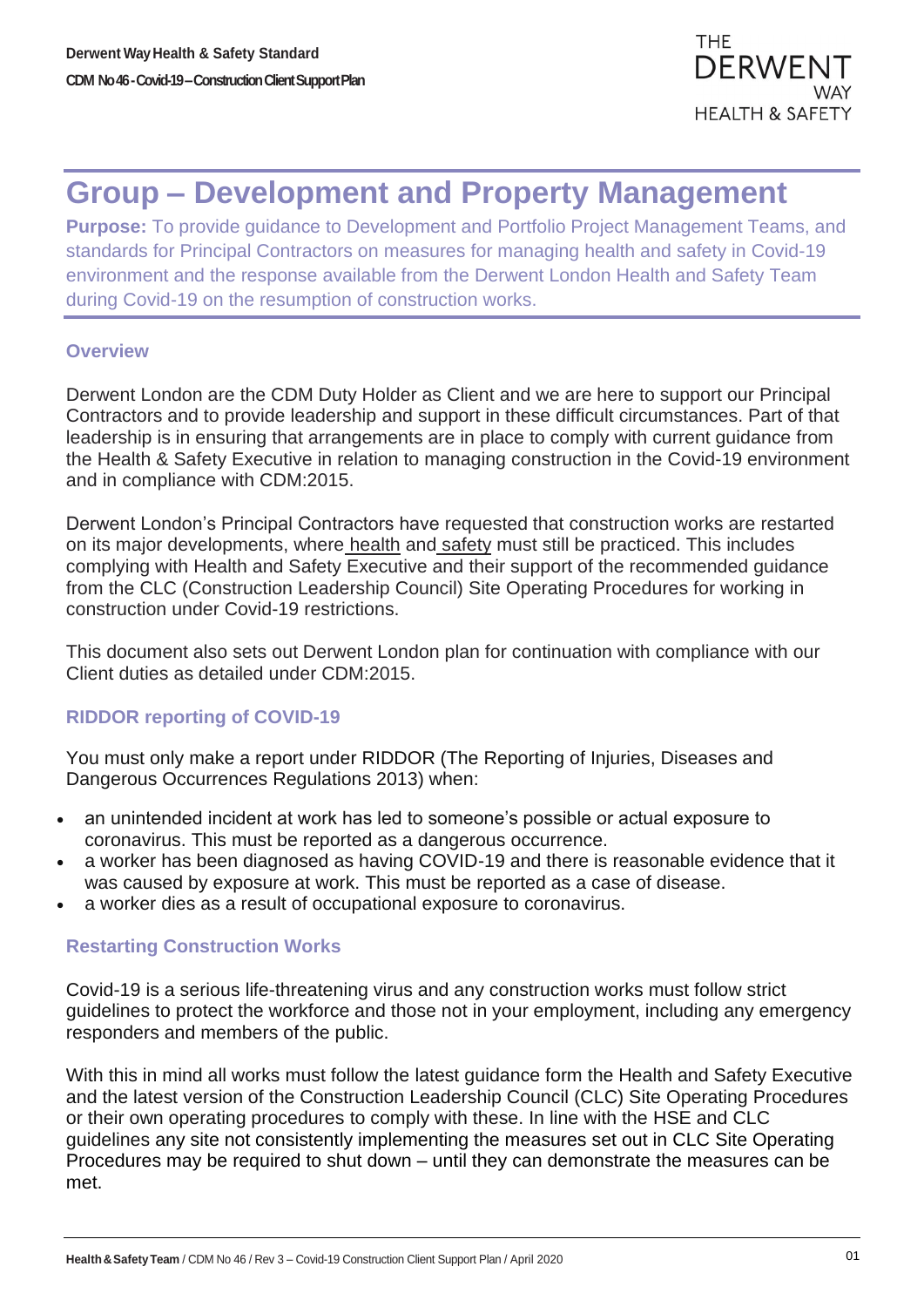# Group – Development and Property Management

**Purpose:** To provide guidance to Development and Portfolio Project Management Teams, and standards for Principal Contractors on measures for managing health and safety in Covid-19 environment and the response available from the Derwent London Health and Safety Team during Covid-19 on the resumption of construction works.

### Overview

Derwent London are the CDM Duty Holder as Client and we are here to support our Principal Contractors and to provide leadership and support in these difficult circumstances. Part of that leadership is in ensuring that arrangements are in place to comply with current guidance from the Health & Safety Executive in relation to managing construction in the Covid-19 environment and in compliance with CDM:2015.

Derwent London's Principal Contractors have requested that construction works are restarted on its major developments, where health and safety must still be practiced. This includes complying with Health and Safety Executive and their support of the recommended guidance from the CLC (Construction Leadership Council) Site Operating Procedures for working in construction under Covid-19 restrictions.

This document also sets out Derwent London plan for continuation with compliance with our Client duties as detailed under CDM:2015.

### RIDDOR reporting of COVID-19

You must only make a report under RIDDOR (The Reporting of Injuries, Diseases and Dangerous Occurrences Regulations 2013) when:

- an unintended incident at work has led to someone's possible or actual exposure to coronavirus. This must be reported as a dangerous occurrence.
- a worker has been diagnosed as having COVID-19 and there is reasonable evidence that it was caused by exposure at work. This must be reported as a case of disease.
- a worker dies as a result of occupational exposure to coronavirus.

### Restarting Construction Works

Covid-19 is a serious life-threatening virus and any construction works must follow strict guidelines to protect the workforce and those not in your employment, including any emergency responders and members of the public.

With this in mind all works must follow the latest guidance form the Health and Safety Executive and the latest version of the Construction Leadership Council (CLC) Site Operating Procedures or their own operating procedures to comply with these. In line with the HSE and CLC guidelines any site not consistently implementing the measures set out in CLC Site Operating Procedures may be required to shut down – until they can demonstrate the measures can be met.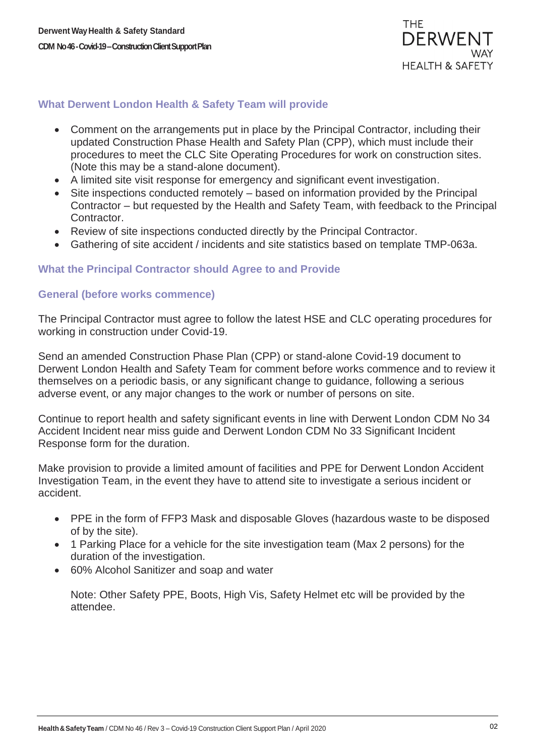## What Derwent London Health & Safety Team will provide

- Comment on the arrangements put in place by the Principal Contractor, including their updated Construction Phase Health and Safety Plan (CPP), which must include their procedures to meet the CLC Site Operating Procedures for work on construction sites. (Note this may be a stand-alone document).
- A limited site visit response for emergency and significant event investigation.
- Site inspections conducted remotely – based on information provided by the Principal Contractor – but requested by the Health and Safety Team, with feedback to the Principal Contractor.
- Review of site inspections conducted directly by the Principal Contractor.
- Gathering of site accident / incidents and site statistics based on template TMP-063a.

## What the Principal Contractor should Agree to and Provide

### General (before works commence)

The Principal Contractor must agree to follow the latest HSE and CLC operating procedures for working in construction under Covid-19.

Send an amended Construction Phase Plan (CPP) or stand-alone Covid-19 document to Derwent London Health and Safety Team for comment before works commence and to review it themselves on a periodic basis, or any significant change to guidance, following a serious adverse event, or any major changes to the work or number of persons on site.

Continue to report health and safety significant events in line with Derwent London CDM No 34 Accident Incident near miss guide and Derwent London CDM No 33 Significant Incident Response form for the duration.

Make provision to provide a limited amount of facilities and PPE for Derwent London Accident Investigation Team, in the event they have to attend site to investigate a serious incident or accident.

- PPE in the form of FFP3 Mask and disposable Gloves (hazardous waste to be disposed of by the site).
- 1 Parking Place for a vehicle for the site investigation team (Max 2 persons) for the duration of the investigation.
- 60% Alcohol Sanitizer and soap and water

  Note: Other Safety PPE, Boots, High Vis, Safety Helmet etc will be provided by the attendee.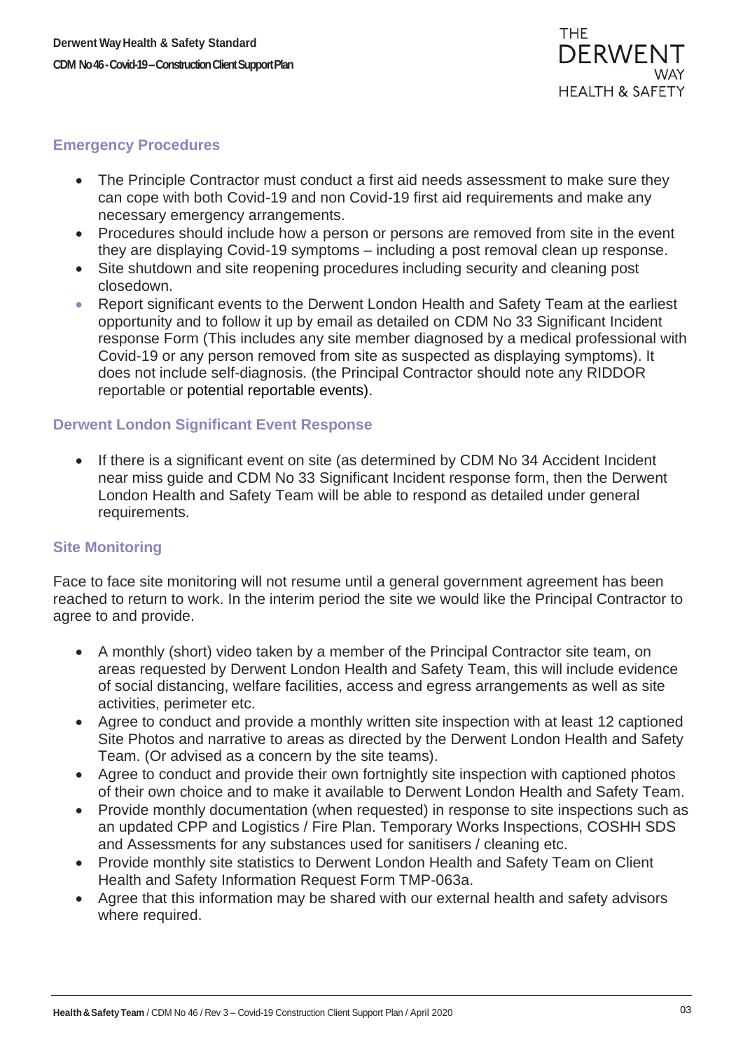## Emergency Procedures

- The Principle Contractor must conduct a first aid needs assessment to make sure they can cope with both Covid-19 and non Covid-19 first aid requirements and make any necessary emergency arrangements.
- Procedures should include how a person or persons are removed from site in the event they are displaying Covid-19 symptoms – including a post removal clean up response.
- Site shutdown and site reopening procedures including security and cleaning post closedown.
- Report significant events to the Derwent London Health and Safety Team at the earliest opportunity and to follow it up by email as detailed on CDM No 33 Significant Incident response Form (This includes any site member diagnosed by a medical professional with Covid-19 or any person removed from site as suspected as displaying symptoms). It does not include self-diagnosis. (the Principal Contractor should note any RIDDOR reportable or potential reportable events).

## Derwent London Significant Event Response

- If there is a significant event on site (as determined by CDM No 34 Accident Incident near miss guide and CDM No 33 Significant Incident response form, then the Derwent London Health and Safety Team will be able to respond as detailed under general requirements.

## Site Monitoring

Face to face site monitoring will not resume until a general government agreement has been reached to return to work. In the interim period the site we would like the Principal Contractor to agree to and provide.

- A monthly (short) video taken by a member of the Principal Contractor site team, on areas requested by Derwent London Health and Safety Team, this will include evidence of social distancing, welfare facilities, access and egress arrangements as well as site activities, perimeter etc.
- Agree to conduct and provide a monthly written site inspection with at least 12 captioned Site Photos and narrative to areas as directed by the Derwent London Health and Safety Team. (Or advised as a concern by the site teams).
- Agree to conduct and provide their own fortnightly site inspection with captioned photos of their own choice and to make it available to Derwent London Health and Safety Team.
- Provide monthly documentation (when requested) in response to site inspections such as an updated CPP and Logistics / Fire Plan. Temporary Works Inspections, COSHH SDS and Assessments for any substances used for sanitisers / cleaning etc.
- Provide monthly site statistics to Derwent London Health and Safety Team on Client Health and Safety Information Request Form TMP-063a.
- Agree that this information may be shared with our external health and safety advisors where required.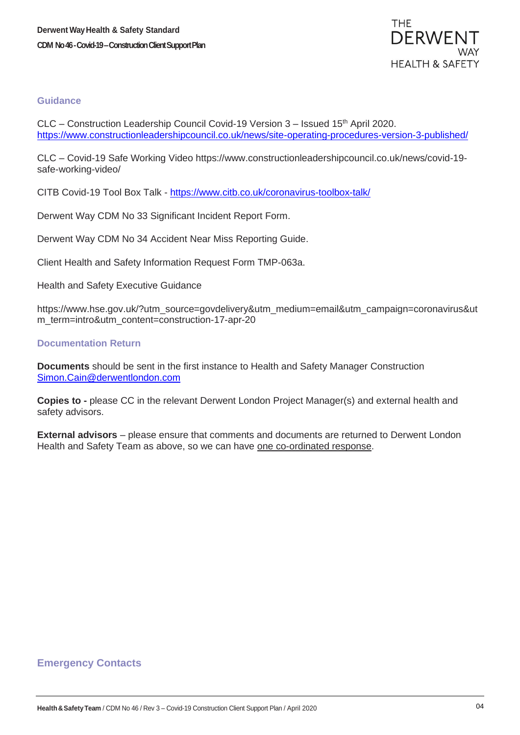## Guidance

CLC – Construction Leadership Council Covid-19 Version 3 – Issued 15th April 2020. https://www.constructionleadershipcouncil.co.uk/news/site-operating-procedures-version-3-published/

CLC – Covid-19 Safe Working Video https://www.constructionleadershipcouncil.co.uk/news/covid-19-safe-working-video/

CITB Covid-19 Tool Box Talk - https://www.citb.co.uk/coronavirus-toolbox-talk/

Derwent Way CDM No 33 Significant Incident Report Form.

Derwent Way CDM No 34 Accident Near Miss Reporting Guide.

Client Health and Safety Information Request Form TMP-063a.

Health and Safety Executive Guidance

https://www.hse.gov.uk/?utm_source=govdelivery&utm_medium=email&utm_campaign=coronavirus&utm_term=intro&utm_content=construction-17-apr-20

## Documentation Return

**Documents** should be sent in the first instance to Health and Safety Manager Construction Simon.Cain@derwentlondon.com

**Copies to -** please CC in the relevant Derwent London Project Manager(s) and external health and safety advisors.

**External advisors** – please ensure that comments and documents are returned to Derwent London Health and Safety Team as above, so we can have one co-ordinated response.

## Emergency Contacts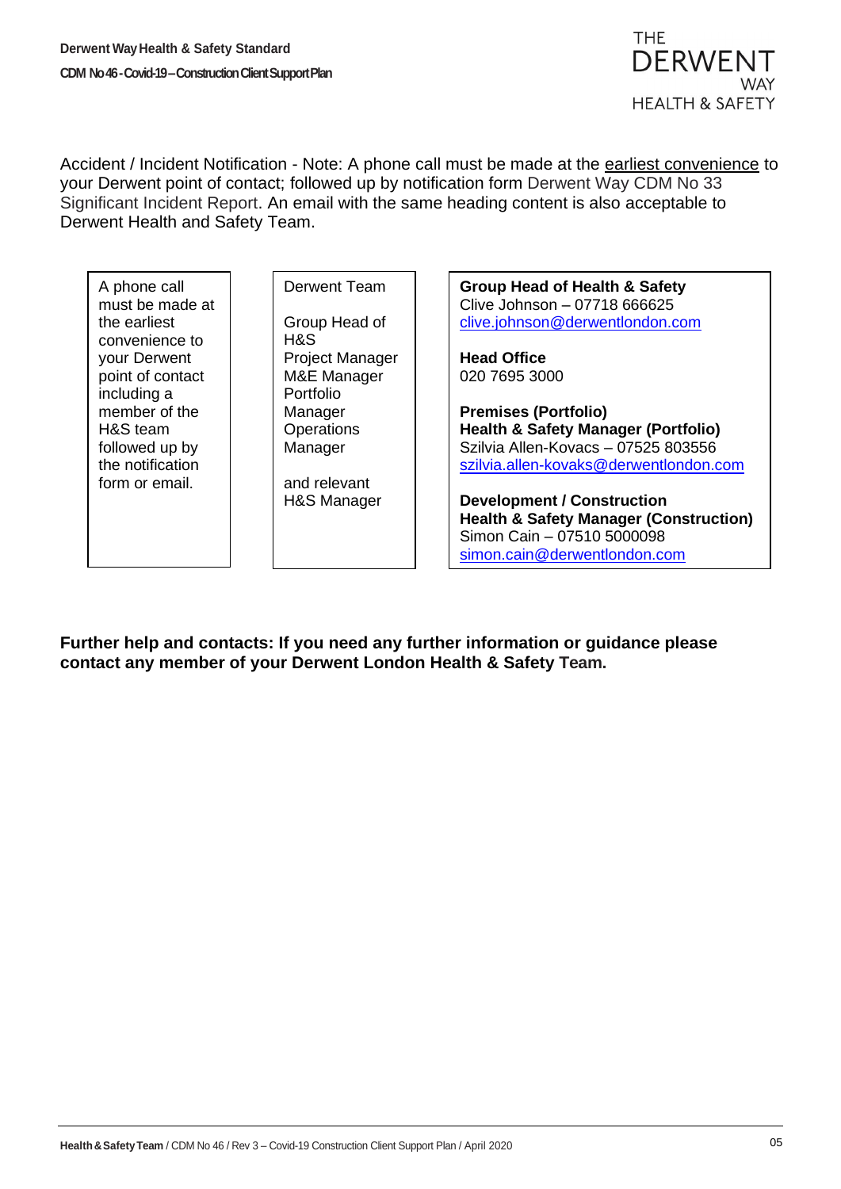Accident / Incident Notification - Note: A phone call must be made at the earliest convenience to your Derwent point of contact; followed up by notification form Derwent Way CDM No 33 Significant Incident Report. An email with the same heading content is also acceptable to Derwent Health and Safety Team.

| | | |
|---|---|---|
| A phone call must be made at the earliest convenience to your Derwent point of contact including a member of the H&S team followed up by the notification form or email. | Derwent Team<br><br>Group Head of H&S<br>Project Manager<br>M&E Manager<br>Portfolio Manager<br>Operations Manager<br><br>and relevant H&S Manager | **Group Head of Health & Safety**<br>Clive Johnson – 07718 666625<br>clive.johnson@derwentlondon.com<br><br>**Head Office**<br>020 7695 3000<br><br>**Premises (Portfolio)**<br>**Health & Safety Manager (Portfolio)**<br>Szilvia Allen-Kovacs – 07525 803556<br>szilvia.allen-kovaks@derwentlondon.com<br><br>**Development / Construction**<br>**Health & Safety Manager (Construction)**<br>Simon Cain – 07510 5000098<br>simon.cain@derwentlondon.com |

**Further help and contacts: If you need any further information or guidance please contact any member of your Derwent London Health & Safety Team.**